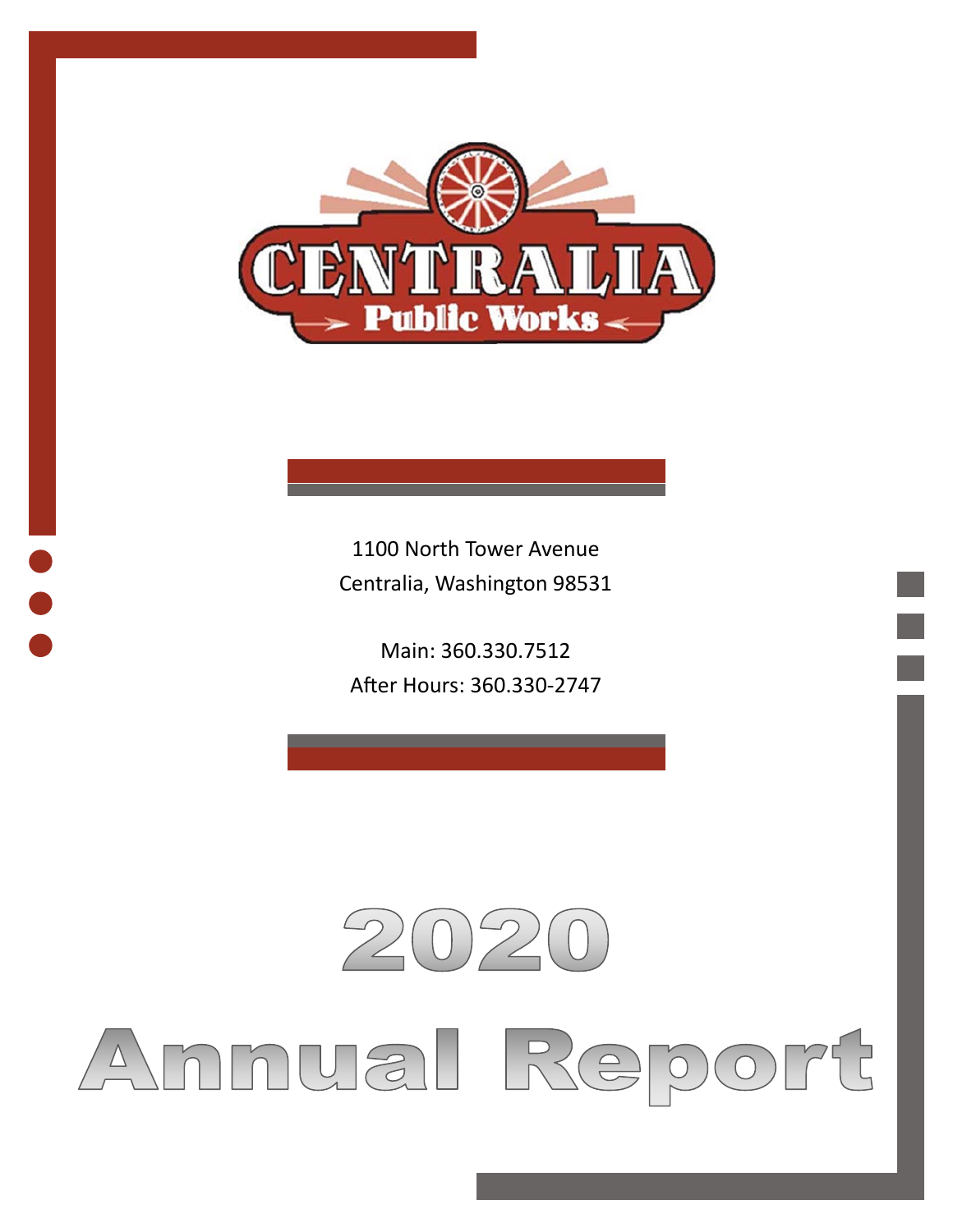CENTRALIA

Public Works

1100 North Tower Avenue
Centralia, Washington 98531

Main: 360.330.7512
After Hours: 360.330-2747

# 2020

# Annual Report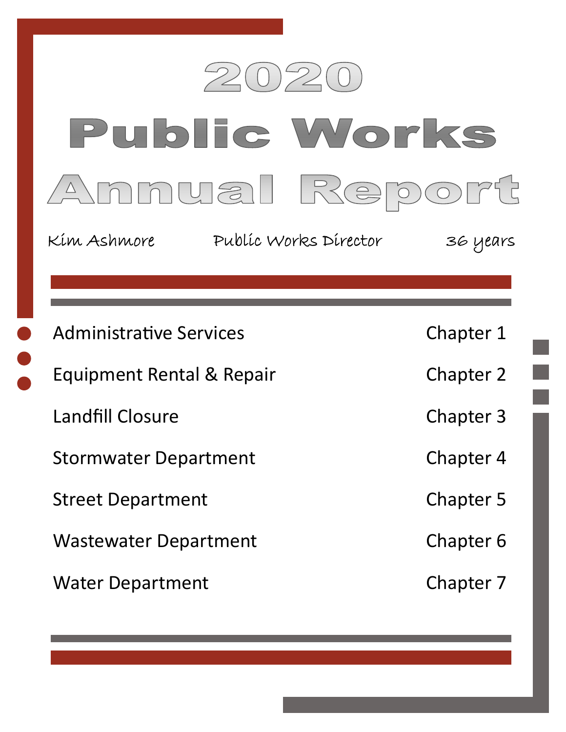# 2020

# Public Works Annual Report

Kim Ashmore Public Works Director 36 years

| | |
|---|---|
| Administrative Services | Chapter 1 |
| Equipment Rental & Repair | Chapter 2 |
| Landfill Closure | Chapter 3 |
| Stormwater Department | Chapter 4 |
| Street Department | Chapter 5 |
| Wastewater Department | Chapter 6 |
| Water Department | Chapter 7 |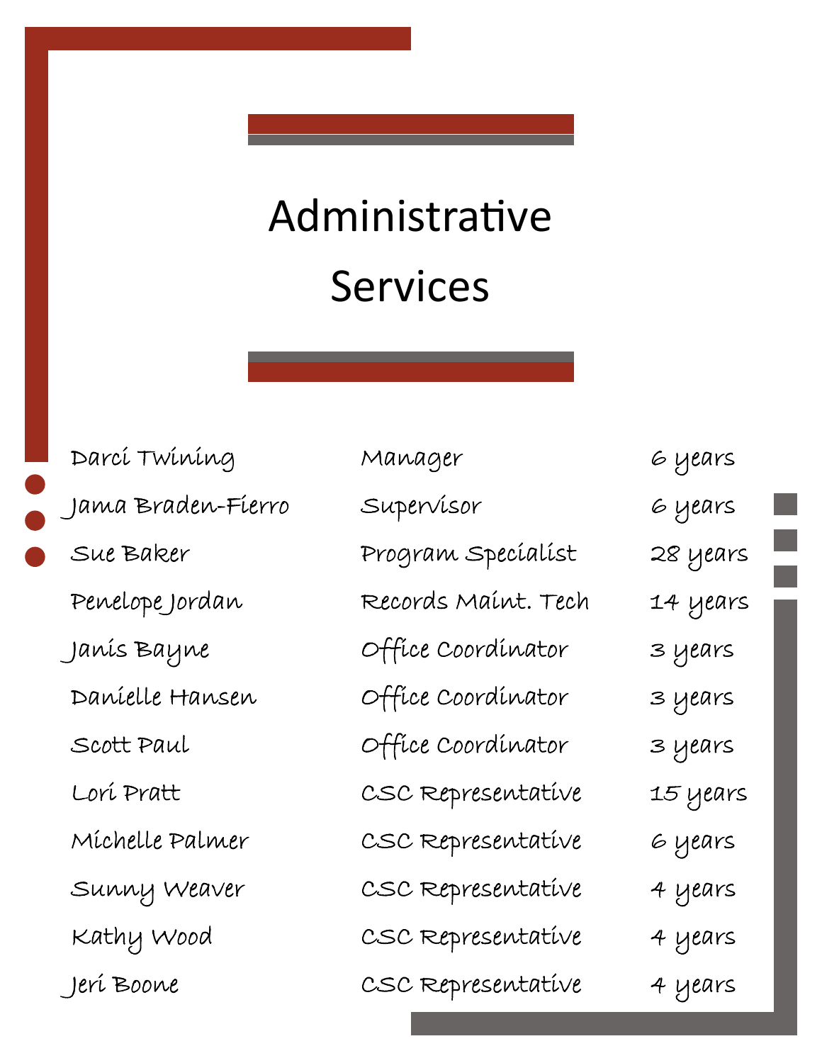# Administrative Services

| | | |
|---|---|---|
| Darci Twining | Manager | 6 years |
| Jama Braden-Fierro | Supervisor | 6 years |
| Sue Baker | Program Specialist | 28 years |
| Penelope Jordan | Records Maint. Tech | 14 years |
| Janis Bayne | Office Coordinator | 3 years |
| Danielle Hansen | Office Coordinator | 3 years |
| Scott Paul | Office Coordinator | 3 years |
| Lori Pratt | CSC Representative | 15 years |
| Michelle Palmer | CSC Representative | 6 years |
| Sunny Weaver | CSC Representative | 4 years |
| Kathy Wood | CSC Representative | 4 years |
| Jeri Boone | CSC Representative | 4 years |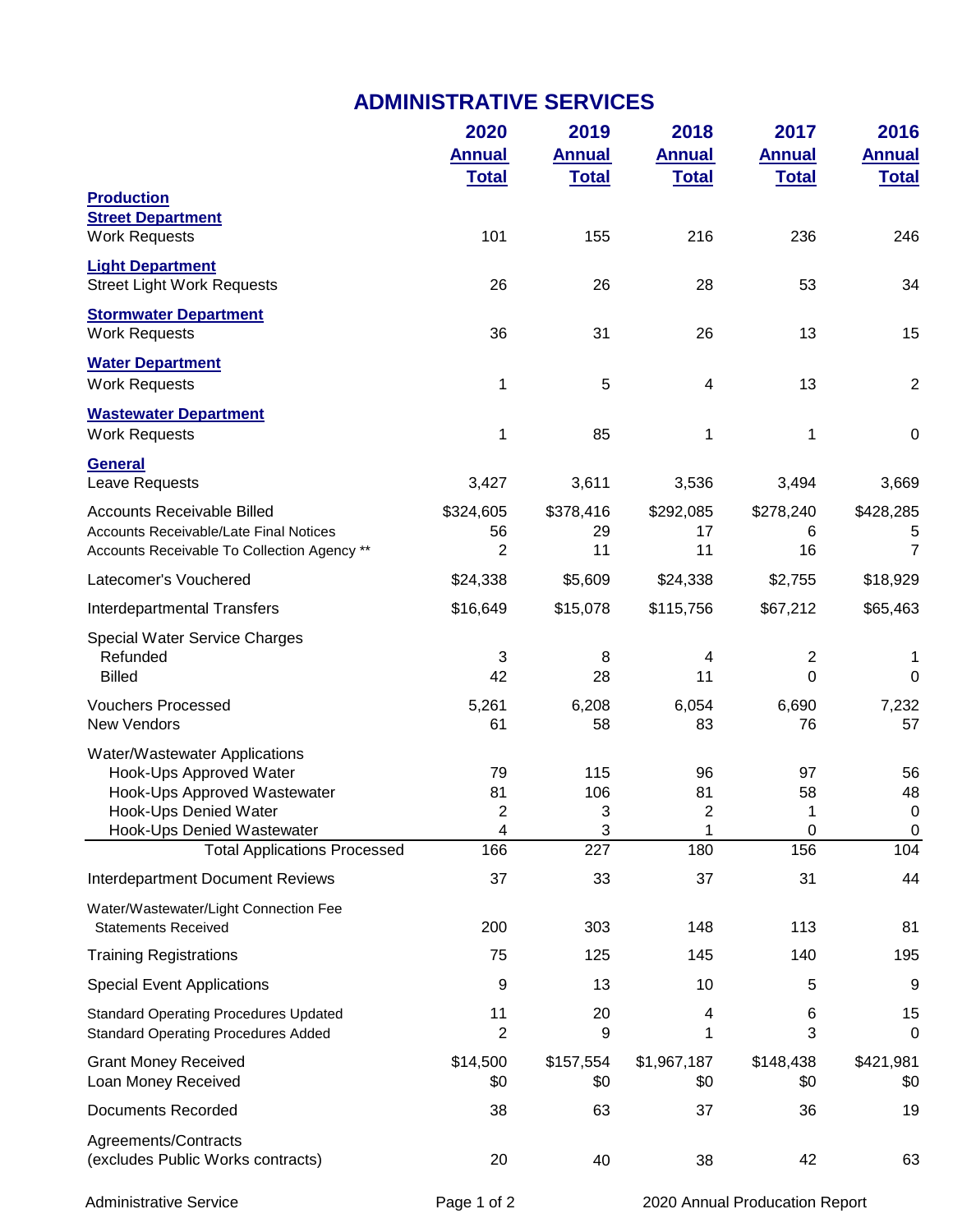# ADMINISTRATIVE SERVICES

| | 2020 Annual Total | 2019 Annual Total | 2018 Annual Total | 2017 Annual Total | 2016 Annual Total |
|---|---|---|---|---|---|
| **Production** | | | | | |
| **Street Department** | | | | | |
| Work Requests | 101 | 155 | 216 | 236 | 246 |
| **Light Department** | | | | | |
| Street Light Work Requests | 26 | 26 | 28 | 53 | 34 |
| **Stormwater Department** | | | | | |
| Work Requests | 36 | 31 | 26 | 13 | 15 |
| **Water Department** | | | | | |
| Work Requests | 1 | 5 | 4 | 13 | 2 |
| **Wastewater Department** | | | | | |
| Work Requests | 1 | 85 | 1 | 1 | 0 |
| **General** | | | | | |
| Leave Requests | 3,427 | 3,611 | 3,536 | 3,494 | 3,669 |
| Accounts Receivable Billed | $324,605 | $378,416 | $292,085 | $278,240 | $428,285 |
| Accounts Receivable/Late Final Notices | 56 | 29 | 17 | 6 | 5 |
| Accounts Receivable To Collection Agency ** | 2 | 11 | 11 | 16 | 7 |
| Latecomer's Vouchered | $24,338 | $5,609 | $24,338 | $2,755 | $18,929 |
| Interdepartmental Transfers | $16,649 | $15,078 | $115,756 | $67,212 | $65,463 |
| Special Water Service Charges | | | | | |
| Refunded | 3 | 8 | 4 | 2 | 1 |
| Billed | 42 | 28 | 11 | 0 | 0 |
| Vouchers Processed | 5,261 | 6,208 | 6,054 | 6,690 | 7,232 |
| New Vendors | 61 | 58 | 83 | 76 | 57 |
| Water/Wastewater Applications | | | | | |
| Hook-Ups Approved Water | 79 | 115 | 96 | 97 | 56 |
| Hook-Ups Approved Wastewater | 81 | 106 | 81 | 58 | 48 |
| Hook-Ups Denied Water | 2 | 3 | 2 | 1 | 0 |
| Hook-Ups Denied Wastewater | 4 | 3 | 1 | 0 | 0 |
| Total Applications Processed | 166 | 227 | 180 | 156 | 104 |
| Interdepartment Document Reviews | 37 | 33 | 37 | 31 | 44 |
| Water/Wastewater/Light Connection Fee Statements Received | 200 | 303 | 148 | 113 | 81 |
| Training Registrations | 75 | 125 | 145 | 140 | 195 |
| Special Event Applications | 9 | 13 | 10 | 5 | 9 |
| Standard Operating Procedures Updated | 11 | 20 | 4 | 6 | 15 |
| Standard Operating Procedures Added | 2 | 9 | 1 | 3 | 0 |
| Grant Money Received | $14,500 | $157,554 | $1,967,187 | $148,438 | $421,981 |
| Loan Money Received | $0 | $0 | $0 | $0 | $0 |
| Documents Recorded | 38 | 63 | 37 | 36 | 19 |
| Agreements/Contracts (excludes Public Works contracts) | 20 | 40 | 38 | 42 | 63 |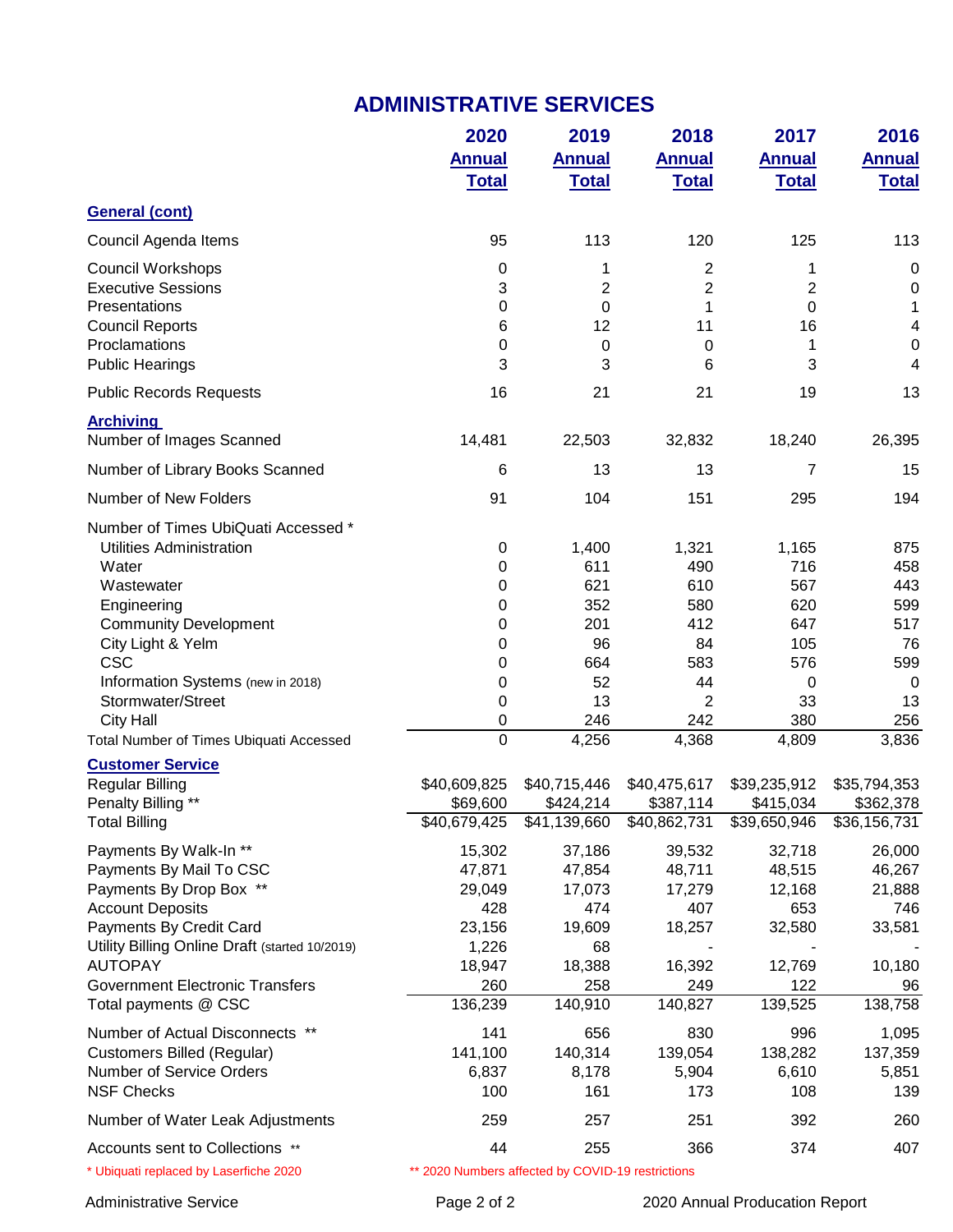# ADMINISTRATIVE SERVICES

| | 2020 Annual Total | 2019 Annual Total | 2018 Annual Total | 2017 Annual Total | 2016 Annual Total |
|---|---|---|---|---|---|
| **General (cont)** | | | | | |
| Council Agenda Items | 95 | 113 | 120 | 125 | 113 |
| Council Workshops | 0 | 1 | 2 | 1 | 0 |
| Executive Sessions | 3 | 2 | 2 | 2 | 0 |
| Presentations | 0 | 0 | 1 | 0 | 1 |
| Council Reports | 6 | 12 | 11 | 16 | 4 |
| Proclamations | 0 | 0 | 0 | 1 | 0 |
| Public Hearings | 3 | 3 | 6 | 3 | 4 |
| Public Records Requests | 16 | 21 | 21 | 19 | 13 |
| **Archiving** | | | | | |
| Number of Images Scanned | 14,481 | 22,503 | 32,832 | 18,240 | 26,395 |
| Number of Library Books Scanned | 6 | 13 | 13 | 7 | 15 |
| Number of New Folders | 91 | 104 | 151 | 295 | 194 |
| Number of Times UbiQuati Accessed * | | | | | |
| Utilities Administration | 0 | 1,400 | 1,321 | 1,165 | 875 |
| Water | 0 | 611 | 490 | 716 | 458 |
| Wastewater | 0 | 621 | 610 | 567 | 443 |
| Engineering | 0 | 352 | 580 | 620 | 599 |
| Community Development | 0 | 201 | 412 | 647 | 517 |
| City Light & Yelm | 0 | 96 | 84 | 105 | 76 |
| CSC | 0 | 664 | 583 | 576 | 599 |
| Information Systems (new in 2018) | 0 | 52 | 44 | 0 | 0 |
| Stormwater/Street | 0 | 13 | 2 | 33 | 13 |
| City Hall | 0 | 246 | 242 | 380 | 256 |
| Total Number of Times Ubiquati Accessed | 0 | 4,256 | 4,368 | 4,809 | 3,836 |
| **Customer Service** | | | | | |
| Regular Billing | $40,609,825 | $40,715,446 | $40,475,617 | $39,235,912 | $35,794,353 |
| Penalty Billing ** | $69,600 | $424,214 | $387,114 | $415,034 | $362,378 |
| Total Billing | $40,679,425 | $41,139,660 | $40,862,731 | $39,650,946 | $36,156,731 |
| Payments By Walk-In ** | 15,302 | 37,186 | 39,532 | 32,718 | 26,000 |
| Payments By Mail To CSC | 47,871 | 47,854 | 48,711 | 48,515 | 46,267 |
| Payments By Drop Box ** | 29,049 | 17,073 | 17,279 | 12,168 | 21,888 |
| Account Deposits | 428 | 474 | 407 | 653 | 746 |
| Payments By Credit Card | 23,156 | 19,609 | 18,257 | 32,580 | 33,581 |
| Utility Billing Online Draft (started 10/2019) | 1,226 | 68 | - | - | - |
| AUTOPAY | 18,947 | 18,388 | 16,392 | 12,769 | 10,180 |
| Government Electronic Transfers | 260 | 258 | 249 | 122 | 96 |
| Total payments @ CSC | 136,239 | 140,910 | 140,827 | 139,525 | 138,758 |
| Number of Actual Disconnects ** | 141 | 656 | 830 | 996 | 1,095 |
| Customers Billed (Regular) | 141,100 | 140,314 | 139,054 | 138,282 | 137,359 |
| Number of Service Orders | 6,837 | 8,178 | 5,904 | 6,610 | 5,851 |
| NSF Checks | 100 | 161 | 173 | 108 | 139 |
| Number of Water Leak Adjustments | 259 | 257 | 251 | 392 | 260 |
| Accounts sent to Collections ** | 44 | 255 | 366 | 374 | 407 |

\* Ubiquati replaced by Laserfiche 2020

** 2020 Numbers affected by COVID-19 restrictions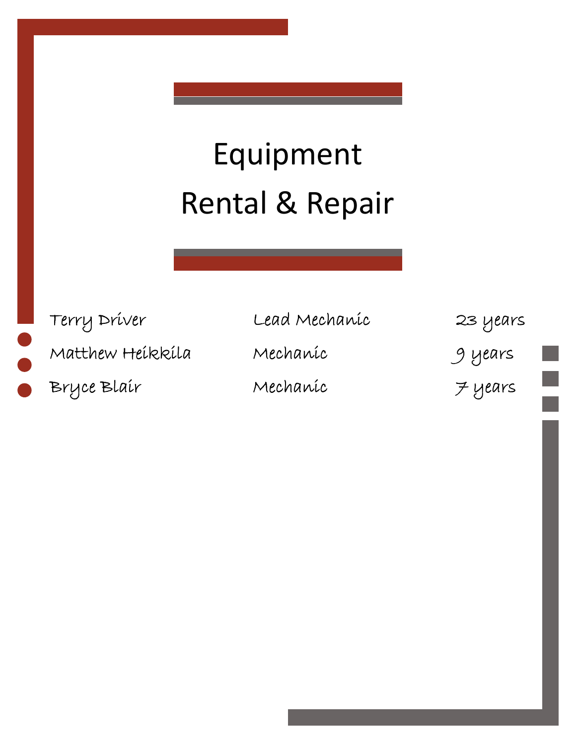# Equipment Rental & Repair

| | | |
|---|---|---|
| Terry Driver | Lead Mechanic | 23 years |
| Matthew Heikkila | Mechanic | 9 years |
| Bryce Blair | Mechanic | 7 years |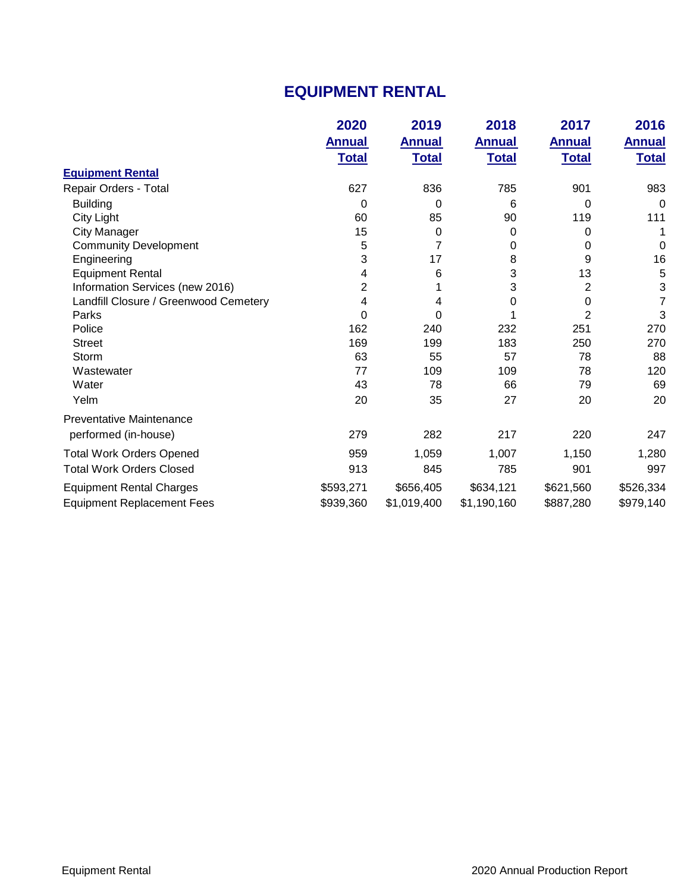# EQUIPMENT RENTAL

| | 2020 Annual Total | 2019 Annual Total | 2018 Annual Total | 2017 Annual Total | 2016 Annual Total |
|---|---|---|---|---|---|
| **Equipment Rental** | | | | | |
| Repair Orders - Total | 627 | 836 | 785 | 901 | 983 |
| Building | 0 | 0 | 6 | 0 | 0 |
| City Light | 60 | 85 | 90 | 119 | 111 |
| City Manager | 15 | 0 | 0 | 0 | 1 |
| Community Development | 5 | 7 | 0 | 0 | 0 |
| Engineering | 3 | 17 | 8 | 9 | 16 |
| Equipment Rental | 4 | 6 | 3 | 13 | 5 |
| Information Services (new 2016) | 2 | 1 | 3 | 2 | 3 |
| Landfill Closure / Greenwood Cemetery | 4 | 4 | 0 | 0 | 7 |
| Parks | 0 | 0 | 1 | 2 | 3 |
| Police | 162 | 240 | 232 | 251 | 270 |
| Street | 169 | 199 | 183 | 250 | 270 |
| Storm | 63 | 55 | 57 | 78 | 88 |
| Wastewater | 77 | 109 | 109 | 78 | 120 |
| Water | 43 | 78 | 66 | 79 | 69 |
| Yelm | 20 | 35 | 27 | 20 | 20 |
| Preventative Maintenance performed (in-house) | 279 | 282 | 217 | 220 | 247 |
| Total Work Orders Opened | 959 | 1,059 | 1,007 | 1,150 | 1,280 |
| Total Work Orders Closed | 913 | 845 | 785 | 901 | 997 |
| Equipment Rental Charges | $593,271 | $656,405 | $634,121 | $621,560 | $526,334 |
| Equipment Replacement Fees | $939,360 | $1,019,400 | $1,190,160 | $887,280 | $979,140 |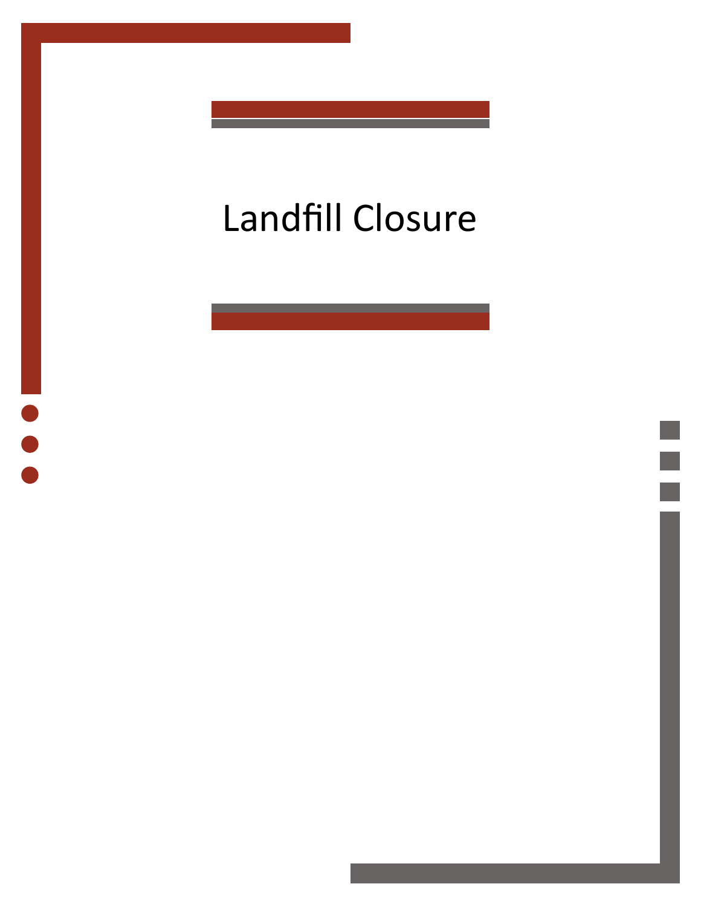# Landfill Closure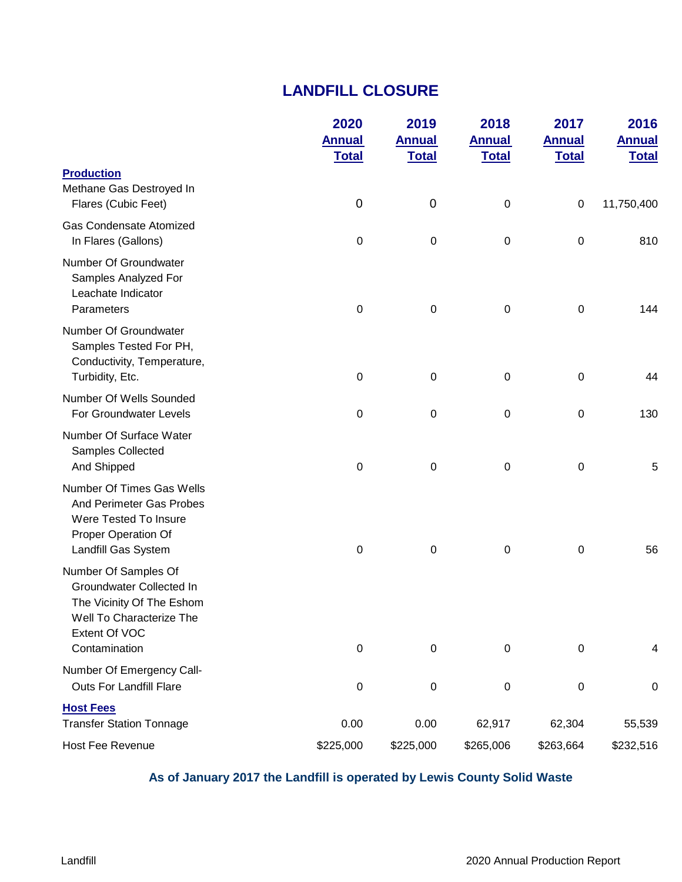# LANDFILL CLOSURE

| | 2020 Annual Total | 2019 Annual Total | 2018 Annual Total | 2017 Annual Total | 2016 Annual Total |
|---|---|---|---|---|---|
| **Production** | | | | | |
| Methane Gas Destroyed In Flares (Cubic Feet) | 0 | 0 | 0 | 0 | 11,750,400 |
| Gas Condensate Atomized In Flares (Gallons) | 0 | 0 | 0 | 0 | 810 |
| Number Of Groundwater Samples Analyzed For Leachate Indicator Parameters | 0 | 0 | 0 | 0 | 144 |
| Number Of Groundwater Samples Tested For PH, Conductivity, Temperature, Turbidity, Etc. | 0 | 0 | 0 | 0 | 44 |
| Number Of Wells Sounded For Groundwater Levels | 0 | 0 | 0 | 0 | 130 |
| Number Of Surface Water Samples Collected And Shipped | 0 | 0 | 0 | 0 | 5 |
| Number Of Times Gas Wells And Perimeter Gas Probes Were Tested To Insure Proper Operation Of Landfill Gas System | 0 | 0 | 0 | 0 | 56 |
| Number Of Samples Of Groundwater Collected In The Vicinity Of The Eshom Well To Characterize The Extent Of VOC Contamination | 0 | 0 | 0 | 0 | 4 |
| Number Of Emergency Call-Outs For Landfill Flare | 0 | 0 | 0 | 0 | 0 |
| **Host Fees** | | | | | |
| Transfer Station Tonnage | 0.00 | 0.00 | 62,917 | 62,304 | 55,539 |
| Host Fee Revenue | $225,000 | $225,000 | $265,006 | $263,664 | $232,516 |

**As of January 2017 the Landfill is operated by Lewis County Solid Waste**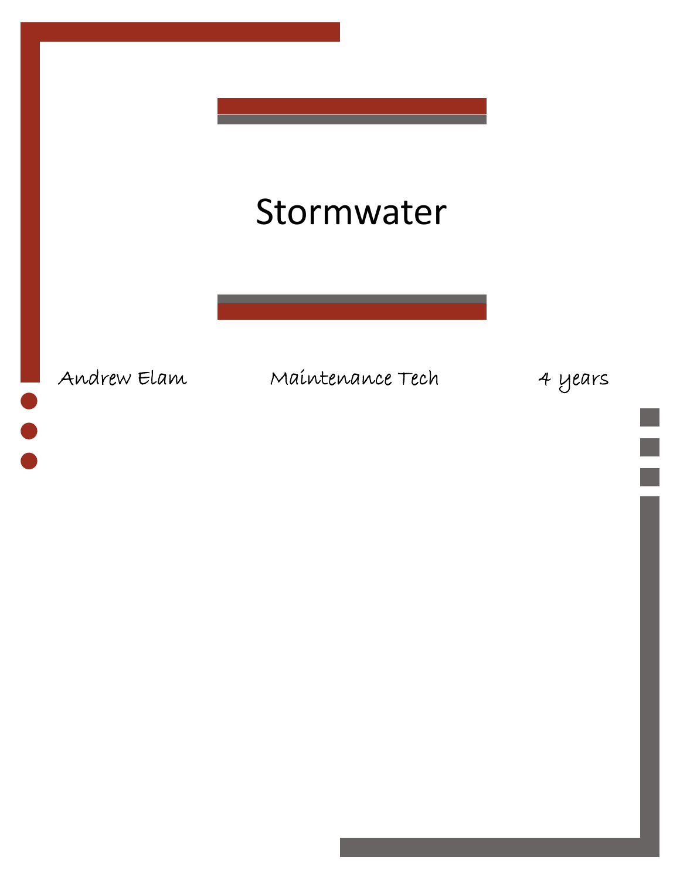# Stormwater

Andrew Elam Maintenance Tech 4 years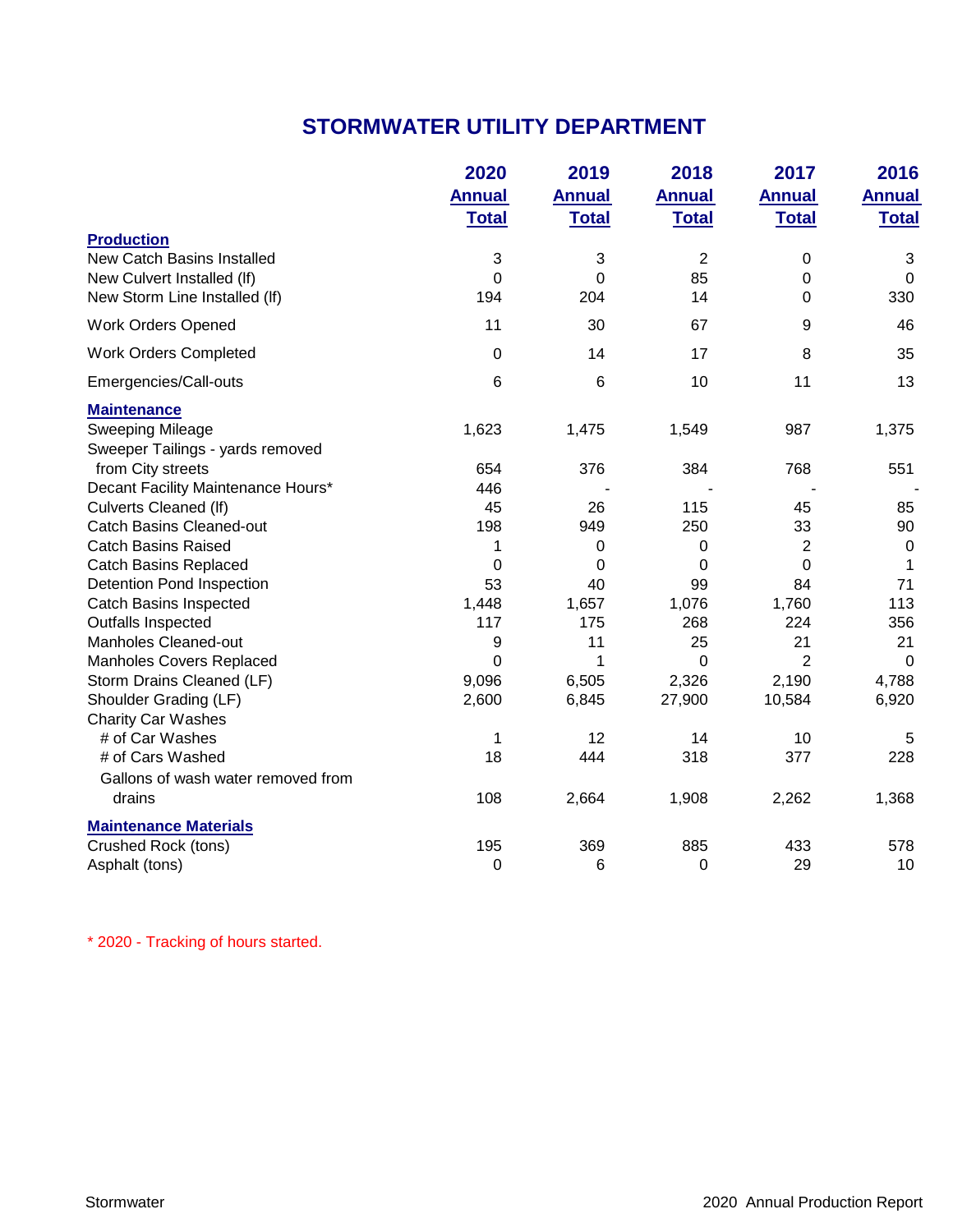# STORMWATER UTILITY DEPARTMENT

| | 2020 Annual Total | 2019 Annual Total | 2018 Annual Total | 2017 Annual Total | 2016 Annual Total |
|---|---|---|---|---|---|
| **Production** | | | | | |
| New Catch Basins Installed | 3 | 3 | 2 | 0 | 3 |
| New Culvert Installed (lf) | 0 | 0 | 85 | 0 | 0 |
| New Storm Line Installed (lf) | 194 | 204 | 14 | 0 | 330 |
| Work Orders Opened | 11 | 30 | 67 | 9 | 46 |
| Work Orders Completed | 0 | 14 | 17 | 8 | 35 |
| Emergencies/Call-outs | 6 | 6 | 10 | 11 | 13 |
| **Maintenance** | | | | | |
| Sweeping Mileage | 1,623 | 1,475 | 1,549 | 987 | 1,375 |
| Sweeper Tailings - yards removed from City streets | 654 | 376 | 384 | 768 | 551 |
| Decant Facility Maintenance Hours* | 446 | - | - | - | - |
| Culverts Cleaned (lf) | 45 | 26 | 115 | 45 | 85 |
| Catch Basins Cleaned-out | 198 | 949 | 250 | 33 | 90 |
| Catch Basins Raised | 1 | 0 | 0 | 2 | 0 |
| Catch Basins Replaced | 0 | 0 | 0 | 0 | 1 |
| Detention Pond Inspection | 53 | 40 | 99 | 84 | 71 |
| Catch Basins Inspected | 1,448 | 1,657 | 1,076 | 1,760 | 113 |
| Outfalls Inspected | 117 | 175 | 268 | 224 | 356 |
| Manholes Cleaned-out | 9 | 11 | 25 | 21 | 21 |
| Manholes Covers Replaced | 0 | 1 | 0 | 2 | 0 |
| Storm Drains Cleaned (LF) | 9,096 | 6,505 | 2,326 | 2,190 | 4,788 |
| Shoulder Grading (LF) | 2,600 | 6,845 | 27,900 | 10,584 | 6,920 |
| Charity Car Washes | | | | | |
| # of Car Washes | 1 | 12 | 14 | 10 | 5 |
| # of Cars Washed | 18 | 444 | 318 | 377 | 228 |
| Gallons of wash water removed from drains | 108 | 2,664 | 1,908 | 2,262 | 1,368 |
| **Maintenance Materials** | | | | | |
| Crushed Rock (tons) | 195 | 369 | 885 | 433 | 578 |
| Asphalt (tons) | 0 | 6 | 0 | 29 | 10 |

* 2020 - Tracking of hours started.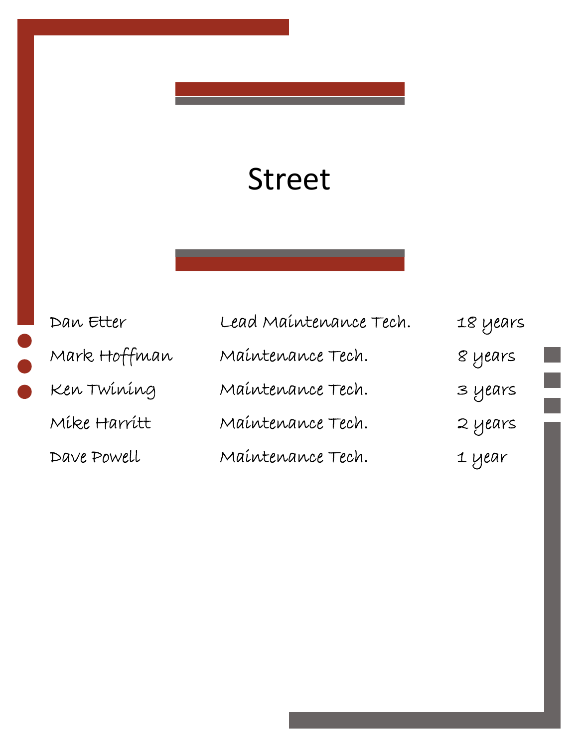# Street

| Name | Position | Years |
| --- | --- | --- |
| Dan Etter | Lead Maintenance Tech. | 18 years |
| Mark Hoffman | Maintenance Tech. | 8 years |
| Ken Twining | Maintenance Tech. | 3 years |
| Mike Harritt | Maintenance Tech. | 2 years |
| Dave Powell | Maintenance Tech. | 1 year |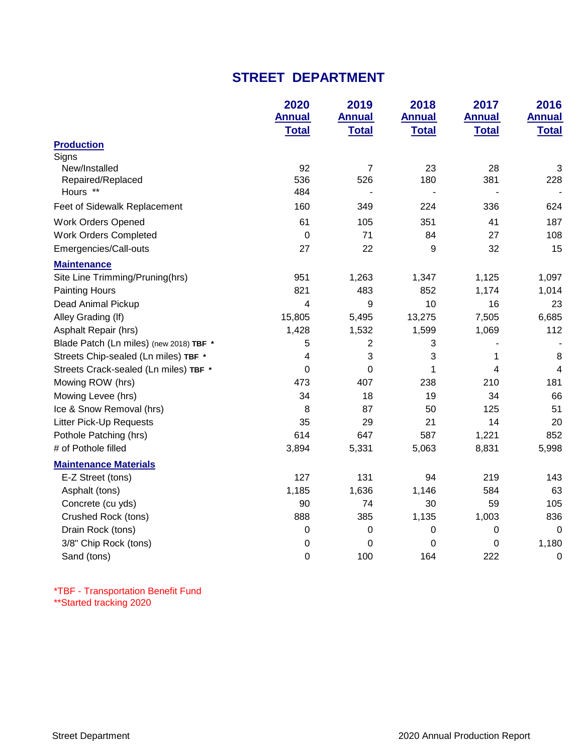# STREET DEPARTMENT

| | 2020 Annual Total | 2019 Annual Total | 2018 Annual Total | 2017 Annual Total | 2016 Annual Total |
|---|---|---|---|---|---|
| **Production** | | | | | |
| Signs | | | | | |
| New/Installed | 92 | 7 | 23 | 28 | 3 |
| Repaired/Replaced | 536 | 526 | 180 | 381 | 228 |
| Hours ** | 484 | - | - | - | - |
| Feet of Sidewalk Replacement | 160 | 349 | 224 | 336 | 624 |
| Work Orders Opened | 61 | 105 | 351 | 41 | 187 |
| Work Orders Completed | 0 | 71 | 84 | 27 | 108 |
| Emergencies/Call-outs | 27 | 22 | 9 | 32 | 15 |
| **Maintenance** | | | | | |
| Site Line Trimming/Pruning(hrs) | 951 | 1,263 | 1,347 | 1,125 | 1,097 |
| Painting Hours | 821 | 483 | 852 | 1,174 | 1,014 |
| Dead Animal Pickup | 4 | 9 | 10 | 16 | 23 |
| Alley Grading (lf) | 15,805 | 5,495 | 13,275 | 7,505 | 6,685 |
| Asphalt Repair (hrs) | 1,428 | 1,532 | 1,599 | 1,069 | 112 |
| Blade Patch (Ln miles) (new 2018) **TBF** * | 5 | 2 | 3 | - | - |
| Streets Chip-sealed (Ln miles) **TBF** * | 4 | 3 | 3 | 1 | 8 |
| Streets Crack-sealed (Ln miles) **TBF** * | 0 | 0 | 1 | 4 | 4 |
| Mowing ROW (hrs) | 473 | 407 | 238 | 210 | 181 |
| Mowing Levee (hrs) | 34 | 18 | 19 | 34 | 66 |
| Ice & Snow Removal (hrs) | 8 | 87 | 50 | 125 | 51 |
| Litter Pick-Up Requests | 35 | 29 | 21 | 14 | 20 |
| Pothole Patching (hrs) | 614 | 647 | 587 | 1,221 | 852 |
| # of Pothole filled | 3,894 | 5,331 | 5,063 | 8,831 | 5,998 |
| **Maintenance Materials** | | | | | |
| E-Z Street (tons) | 127 | 131 | 94 | 219 | 143 |
| Asphalt (tons) | 1,185 | 1,636 | 1,146 | 584 | 63 |
| Concrete (cu yds) | 90 | 74 | 30 | 59 | 105 |
| Crushed Rock (tons) | 888 | 385 | 1,135 | 1,003 | 836 |
| Drain Rock (tons) | 0 | 0 | 0 | 0 | 0 |
| 3/8" Chip Rock (tons) | 0 | 0 | 0 | 0 | 1,180 |
| Sand (tons) | 0 | 100 | 164 | 222 | 0 |

*TBF - Transportation Benefit Fund
**Started tracking 2020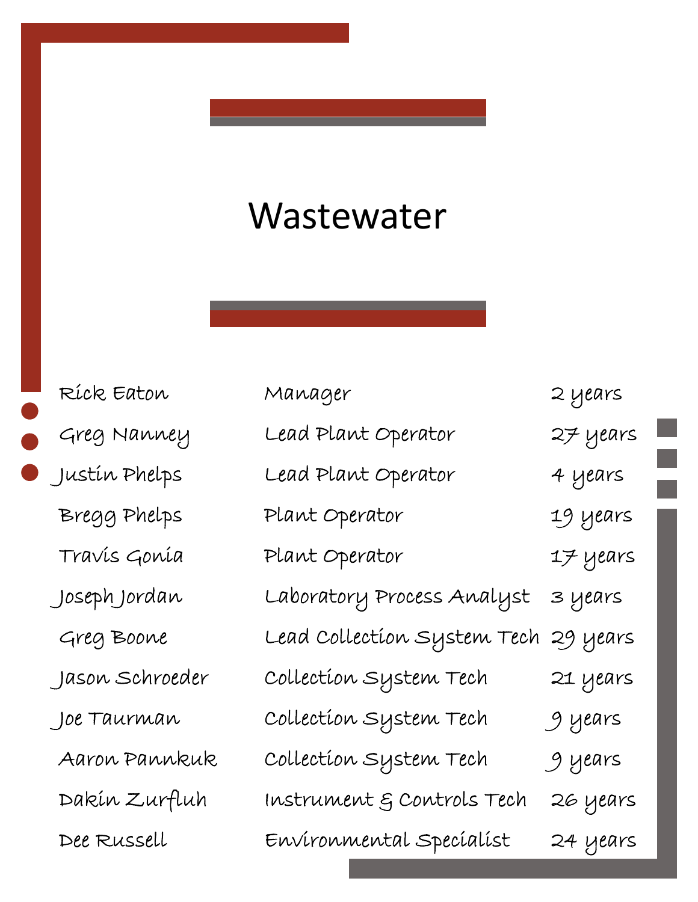# Wastewater

| | | |
|---|---|---|
| Rick Eaton | Manager | 2 years |
| Greg Nanney | Lead Plant Operator | 27 years |
| Justin Phelps | Lead Plant Operator | 4 years |
| Bregg Phelps | Plant Operator | 19 years |
| Travis Gonia | Plant Operator | 17 years |
| Joseph Jordan | Laboratory Process Analyst | 3 years |
| Greg Boone | Lead Collection System Tech | 29 years |
| Jason Schroeder | Collection System Tech | 21 years |
| Joe Taurman | Collection System Tech | 9 years |
| Aaron Pannkuk | Collection System Tech | 9 years |
| Dakin Zurfluh | Instrument & Controls Tech | 26 years |
| Dee Russell | Environmental Specialist | 24 years |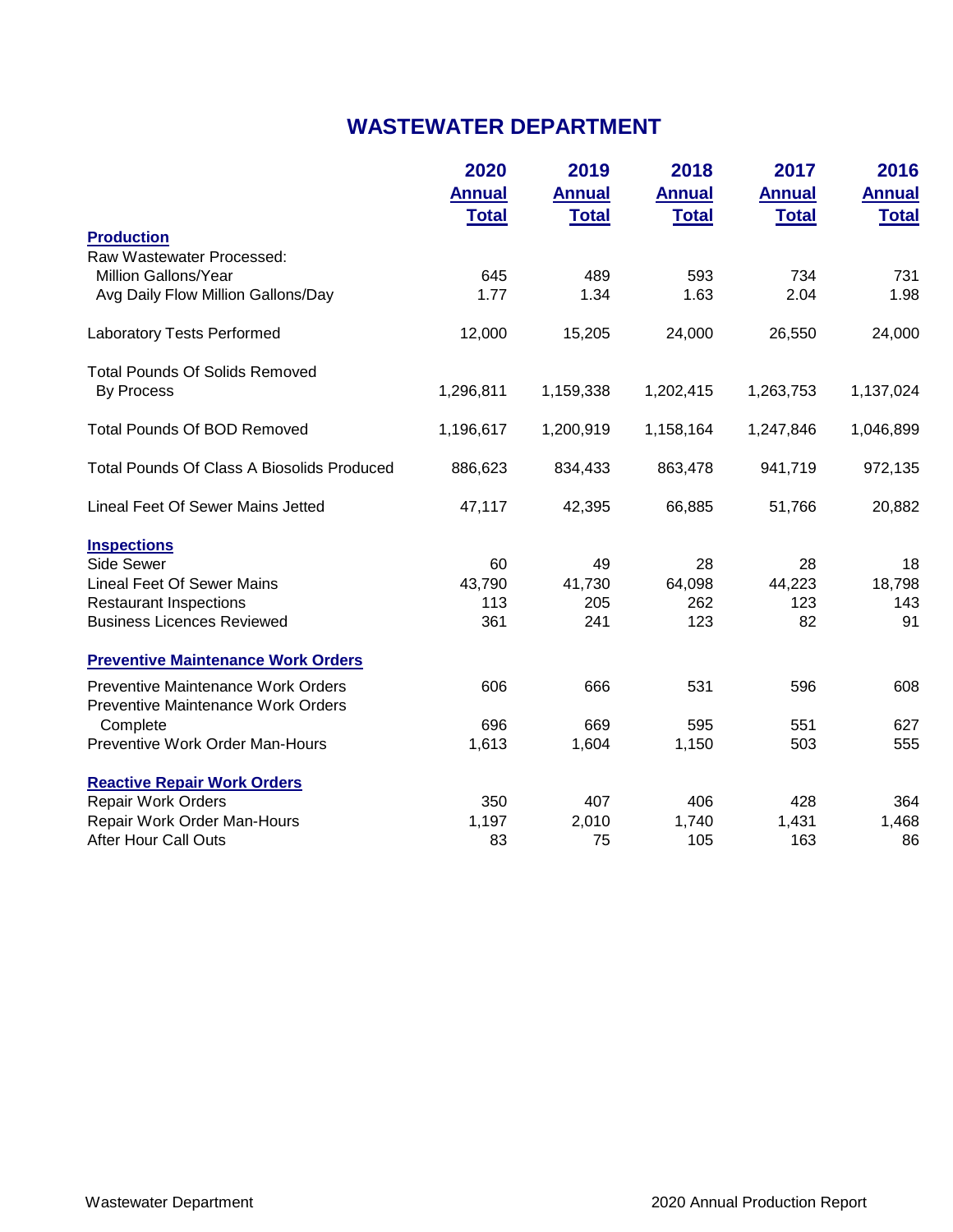# WASTEWATER DEPARTMENT

| | 2020 Annual Total | 2019 Annual Total | 2018 Annual Total | 2017 Annual Total | 2016 Annual Total |
|---|---|---|---|---|---|
| **Production** | | | | | |
| Raw Wastewater Processed: | | | | | |
| Million Gallons/Year | 645 | 489 | 593 | 734 | 731 |
| Avg Daily Flow Million Gallons/Day | 1.77 | 1.34 | 1.63 | 2.04 | 1.98 |
| Laboratory Tests Performed | 12,000 | 15,205 | 24,000 | 26,550 | 24,000 |
| Total Pounds Of Solids Removed By Process | 1,296,811 | 1,159,338 | 1,202,415 | 1,263,753 | 1,137,024 |
| Total Pounds Of BOD Removed | 1,196,617 | 1,200,919 | 1,158,164 | 1,247,846 | 1,046,899 |
| Total Pounds Of Class A Biosolids Produced | 886,623 | 834,433 | 863,478 | 941,719 | 972,135 |
| Lineal Feet Of Sewer Mains Jetted | 47,117 | 42,395 | 66,885 | 51,766 | 20,882 |
| **Inspections** | | | | | |
| Side Sewer | 60 | 49 | 28 | 28 | 18 |
| Lineal Feet Of Sewer Mains | 43,790 | 41,730 | 64,098 | 44,223 | 18,798 |
| Restaurant Inspections | 113 | 205 | 262 | 123 | 143 |
| Business Licences Reviewed | 361 | 241 | 123 | 82 | 91 |
| **Preventive Maintenance Work Orders** | | | | | |
| Preventive Maintenance Work Orders | 606 | 666 | 531 | 596 | 608 |
| Preventive Maintenance Work Orders Complete | 696 | 669 | 595 | 551 | 627 |
| Preventive Work Order Man-Hours | 1,613 | 1,604 | 1,150 | 503 | 555 |
| **Reactive Repair Work Orders** | | | | | |
| Repair Work Orders | 350 | 407 | 406 | 428 | 364 |
| Repair Work Order Man-Hours | 1,197 | 2,010 | 1,740 | 1,431 | 1,468 |
| After Hour Call Outs | 83 | 75 | 105 | 163 | 86 |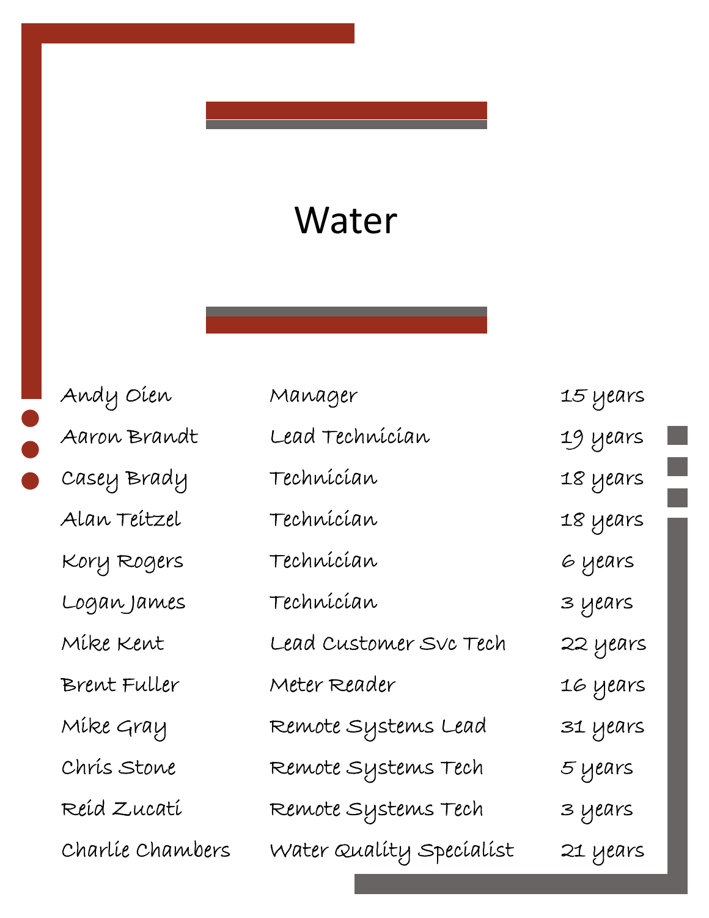# Water

| Name | Title | Years of Service |
|---|---|---|
| Andy Oien | Manager | 15 years |
| Aaron Brandt | Lead Technician | 19 years |
| Casey Brady | Technician | 18 years |
| Alan Teitzel | Technician | 18 years |
| Kory Rogers | Technician | 6 years |
| Logan James | Technician | 3 years |
| Mike Kent | Lead Customer Svc Tech | 22 years |
| Brent Fuller | Meter Reader | 16 years |
| Mike Gray | Remote Systems Lead | 31 years |
| Chris Stone | Remote Systems Tech | 5 years |
| Reid Zucati | Remote Systems Tech | 3 years |
| Charlie Chambers | Water Quality Specialist | 21 years |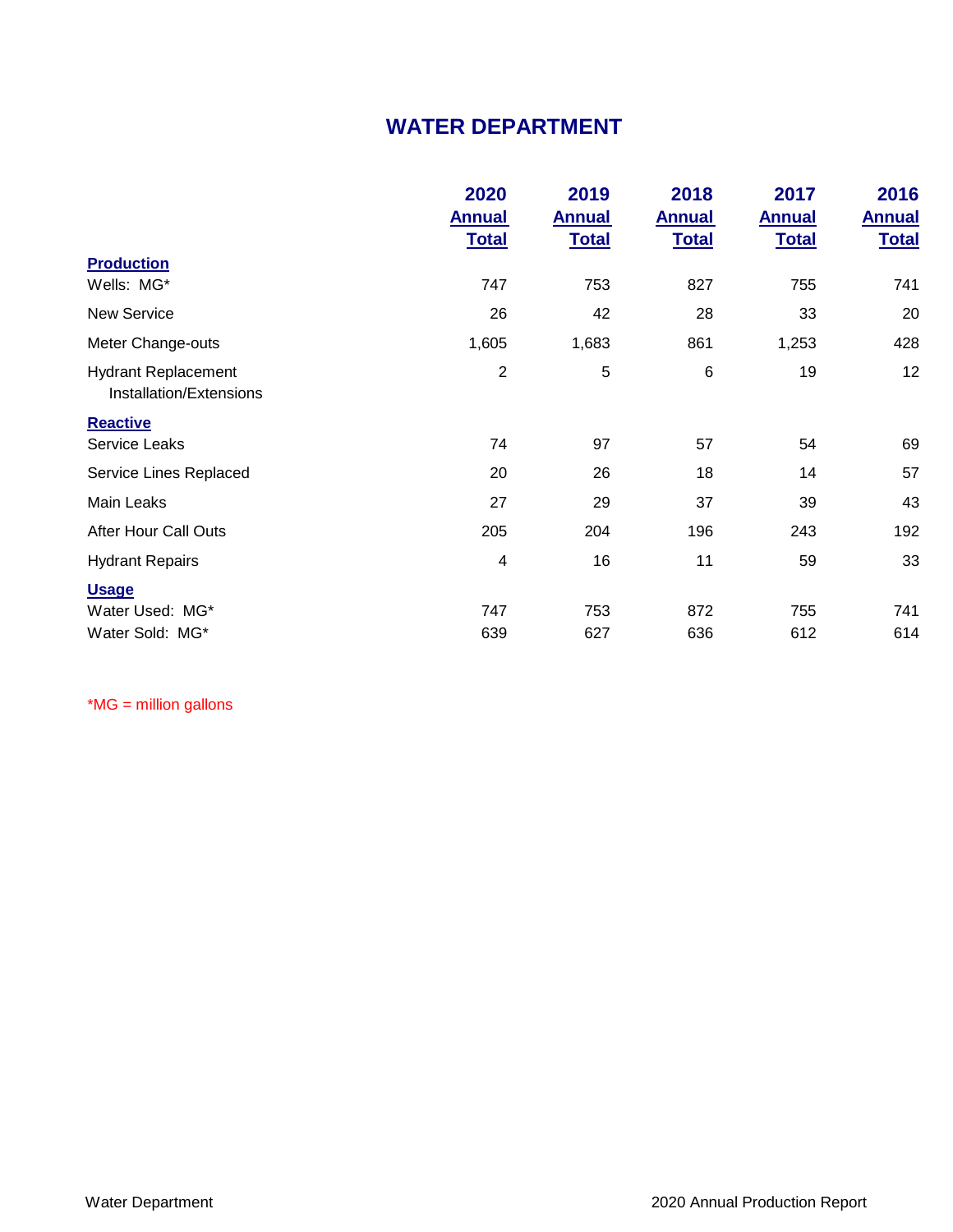# WATER DEPARTMENT

| | 2020 Annual Total | 2019 Annual Total | 2018 Annual Total | 2017 Annual Total | 2016 Annual Total |
|---|---|---|---|---|---|
| **Production** | | | | | |
| Wells: MG* | 747 | 753 | 827 | 755 | 741 |
| New Service | 26 | 42 | 28 | 33 | 20 |
| Meter Change-outs | 1,605 | 1,683 | 861 | 1,253 | 428 |
| Hydrant Replacement Installation/Extensions | 2 | 5 | 6 | 19 | 12 |
| **Reactive** | | | | | |
| Service Leaks | 74 | 97 | 57 | 54 | 69 |
| Service Lines Replaced | 20 | 26 | 18 | 14 | 57 |
| Main Leaks | 27 | 29 | 37 | 39 | 43 |
| After Hour Call Outs | 205 | 204 | 196 | 243 | 192 |
| Hydrant Repairs | 4 | 16 | 11 | 59 | 33 |
| **Usage** | | | | | |
| Water Used: MG* | 747 | 753 | 872 | 755 | 741 |
| Water Sold: MG* | 639 | 627 | 636 | 612 | 614 |

*MG = million gallons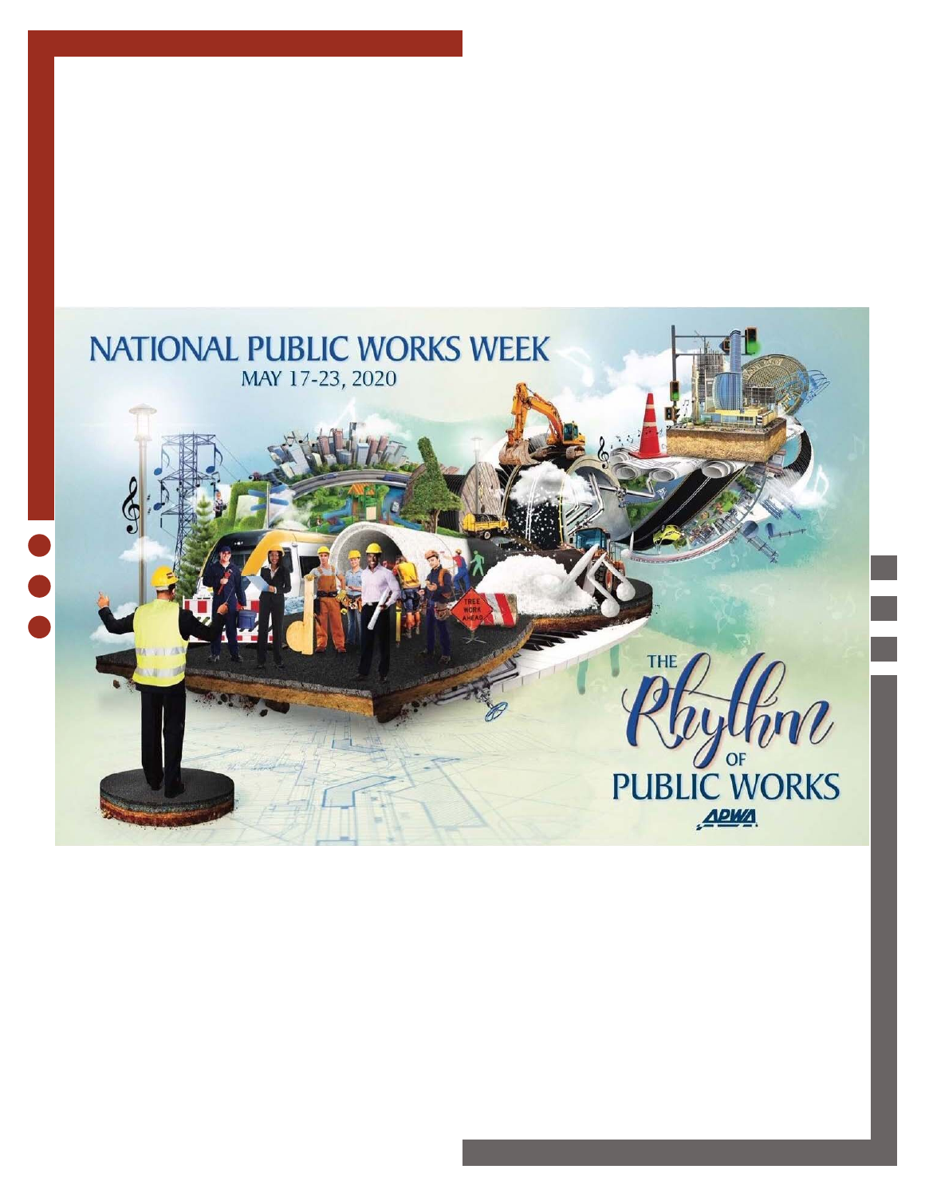NATIONAL PUBLIC WORKS WEEK

MAY 17-23, 2020

THE *Rhythm* OF PUBLIC WORKS

APWA